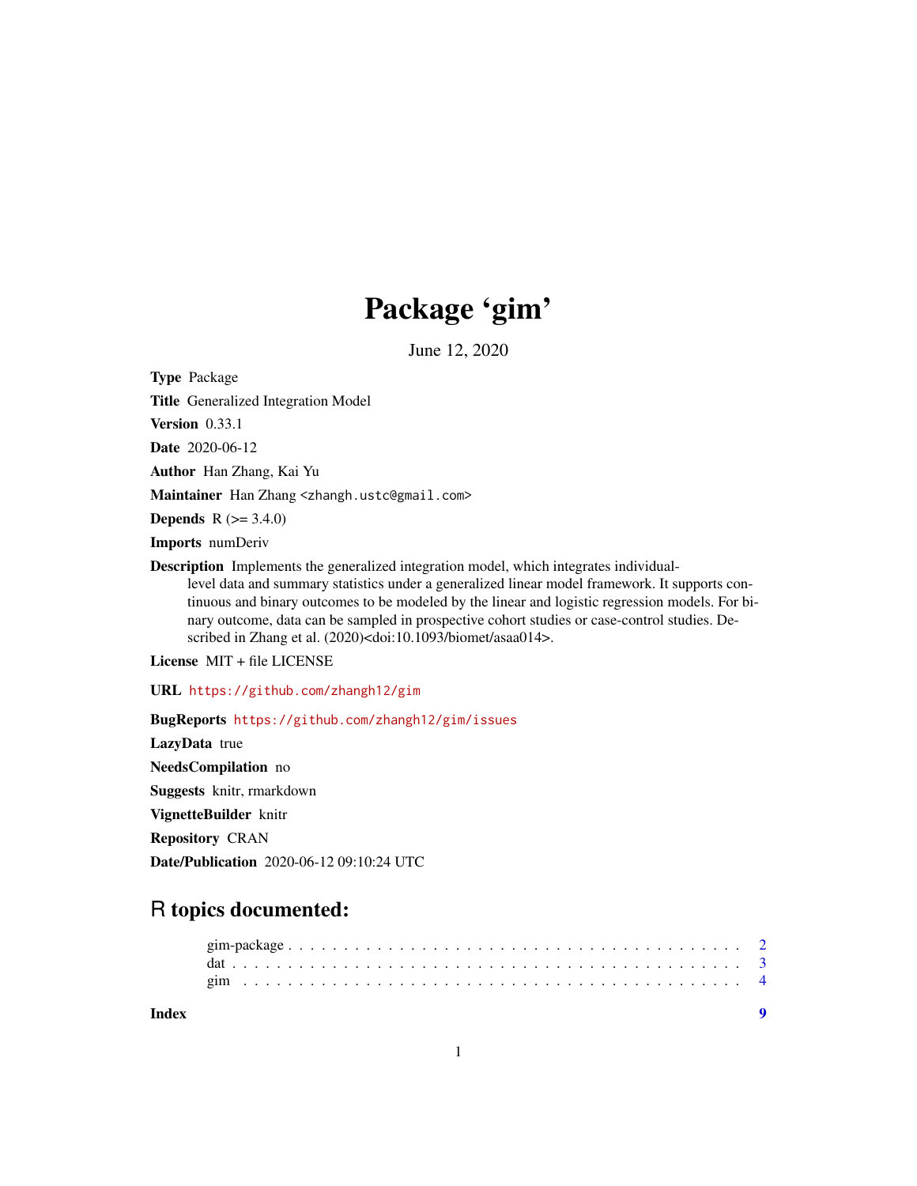# Package 'gim'

June 12, 2020

**Type** Package

**Title** Generalized Integration Model

**Version** 0.33.1

**Date** 2020-06-12

**Author** Han Zhang, Kai Yu

**Maintainer** Han Zhang <zhangh.ustc@gmail.com>

**Depends** R (>= 3.4.0)

**Imports** numDeriv

**Description** Implements the generalized integration model, which integrates individual-level data and summary statistics under a generalized linear model framework. It supports continuous and binary outcomes to be modeled by the linear and logistic regression models. For binary outcome, data can be sampled in prospective cohort studies or case-control studies. Described in Zhang et al. (2020)<doi:10.1093/biomet/asaa014>.

**License** MIT + file LICENSE

**URL** https://github.com/zhangh12/gim

**BugReports** https://github.com/zhangh12/gim/issues

**LazyData** true

**NeedsCompilation** no

**Suggests** knitr, rmarkdown

**VignetteBuilder** knitr

**Repository** CRAN

**Date/Publication** 2020-06-12 09:10:24 UTC

## R topics documented:

gim-package . . . . . . . . . . . . . . . . . . . . . . . . . . . . . . . . . . . . . . 2
dat . . . . . . . . . . . . . . . . . . . . . . . . . . . . . . . . . . . . . . . . . . . 3
gim . . . . . . . . . . . . . . . . . . . . . . . . . . . . . . . . . . . . . . . . . . . 4

**Index** **9**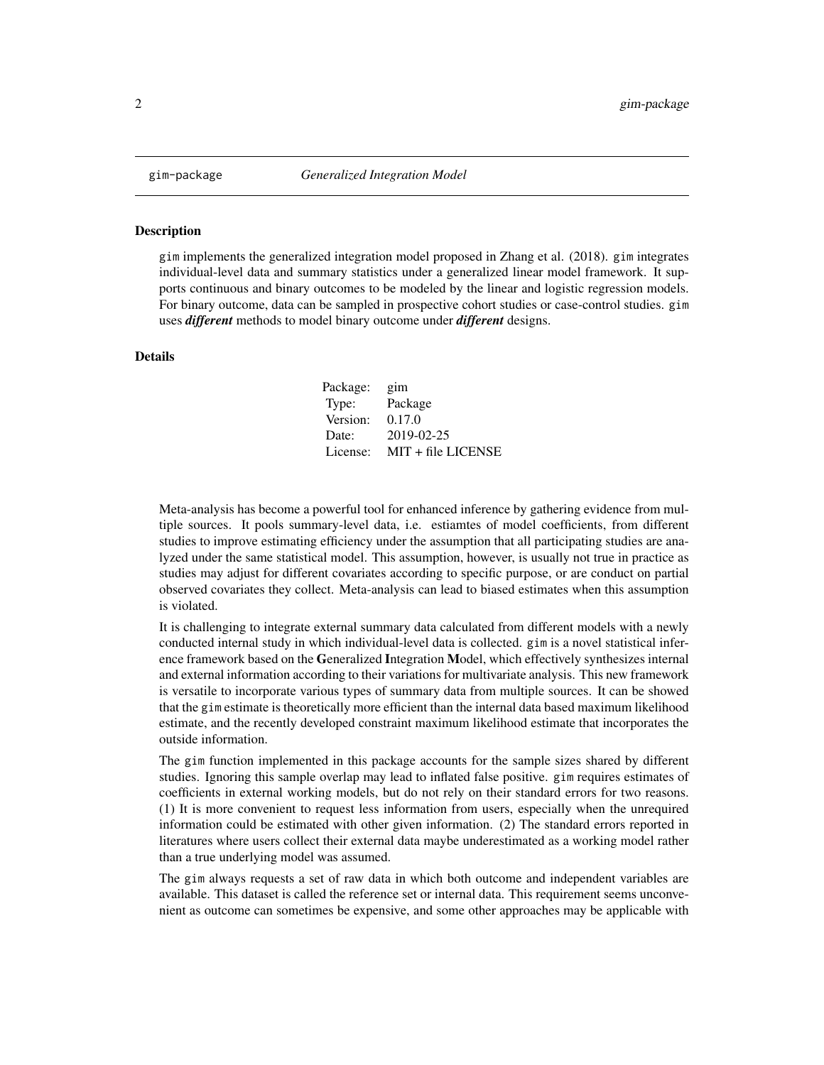# gim-package — *Generalized Integration Model*

## Description

gim implements the generalized integration model proposed in Zhang et al. (2018). gim integrates individual-level data and summary statistics under a generalized linear model framework. It supports continuous and binary outcomes to be modeled by the linear and logistic regression models. For binary outcome, data can be sampled in prospective cohort studies or case-control studies. gim uses ***different*** methods to model binary outcome under ***different*** designs.

## Details

| | |
|---|---|
| Package: | gim |
| Type: | Package |
| Version: | 0.17.0 |
| Date: | 2019-02-25 |
| License: | MIT + file LICENSE |

Meta-analysis has become a powerful tool for enhanced inference by gathering evidence from multiple sources. It pools summary-level data, i.e. estiamtes of model coefficients, from different studies to improve estimating efficiency under the assumption that all participating studies are analyzed under the same statistical model. This assumption, however, is usually not true in practice as studies may adjust for different covariates according to specific purpose, or are conduct on partial observed covariates they collect. Meta-analysis can lead to biased estimates when this assumption is violated.

It is challenging to integrate external summary data calculated from different models with a newly conducted internal study in which individual-level data is collected. gim is a novel statistical inference framework based on the **G**eneralized **I**ntegration **M**odel, which effectively synthesizes internal and external information according to their variations for multivariate analysis. This new framework is versatile to incorporate various types of summary data from multiple sources. It can be showed that the gim estimate is theoretically more efficient than the internal data based maximum likelihood estimate, and the recently developed constraint maximum likelihood estimate that incorporates the outside information.

The gim function implemented in this package accounts for the sample sizes shared by different studies. Ignoring this sample overlap may lead to inflated false positive. gim requires estimates of coefficients in external working models, but do not rely on their standard errors for two reasons. (1) It is more convenient to request less information from users, especially when the unrequired information could be estimated with other given information. (2) The standard errors reported in literatures where users collect their external data maybe underestimated as a working model rather than a true underlying model was assumed.

The gim always requests a set of raw data in which both outcome and independent variables are available. This dataset is called the reference set or internal data. This requirement seems unconvenient as outcome can sometimes be expensive, and some other approaches may be applicable with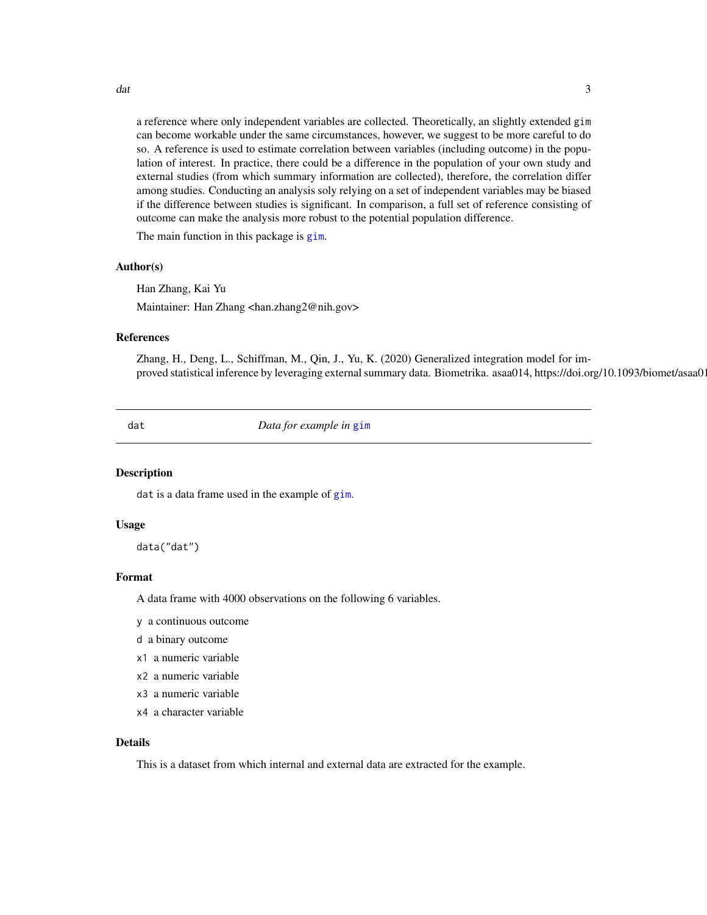a reference where only independent variables are collected. Theoretically, an slightly extended `gim` can become workable under the same circumstances, however, we suggest to be more careful to do so. A reference is used to estimate correlation between variables (including outcome) in the population of interest. In practice, there could be a difference in the population of your own study and external studies (from which summary information are collected), therefore, the correlation differ among studies. Conducting an analysis soly relying on a set of independent variables may be biased if the difference between studies is significant. In comparison, a full set of reference consisting of outcome can make the analysis more robust to the potential population difference.

The main function in this package is `gim`.

### Author(s)

Han Zhang, Kai Yu

Maintainer: Han Zhang <han.zhang2@nih.gov>

### References

Zhang, H., Deng, L., Schiffman, M., Qin, J., Yu, K. (2020) Generalized integration model for improved statistical inference by leveraging external summary data. Biometrika. asaa014, https://doi.org/10.1093/biomet/asaa01

---

## dat — *Data for example in `gim`*

### Description

`dat` is a data frame used in the example of `gim`.

### Usage

```
data("dat")
```

### Format

A data frame with 4000 observations on the following 6 variables.

- `y` a continuous outcome
- `d` a binary outcome
- `x1` a numeric variable
- `x2` a numeric variable
- `x3` a numeric variable
- `x4` a character variable

### Details

This is a dataset from which internal and external data are extracted for the example.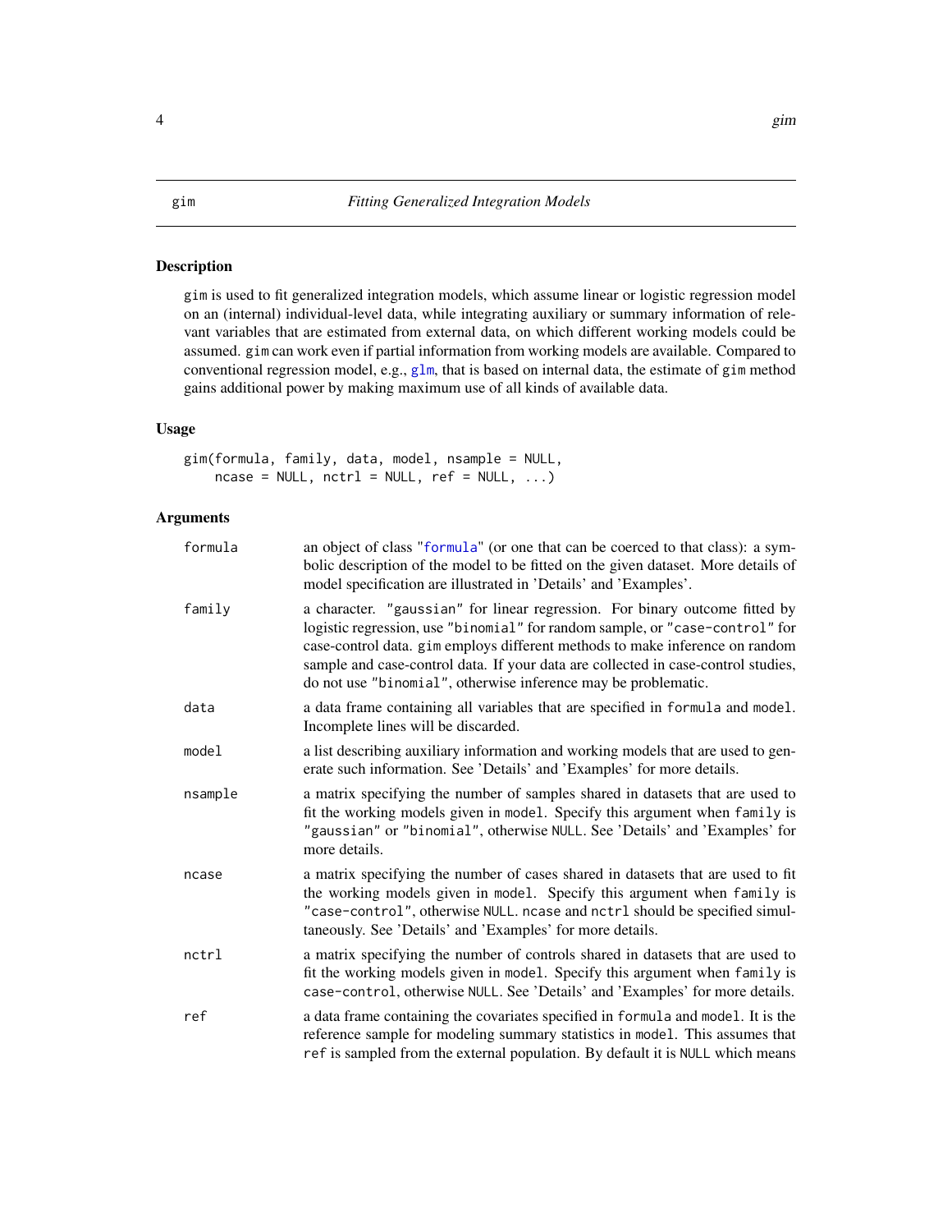# gim — *Fitting Generalized Integration Models*

## Description

gim is used to fit generalized integration models, which assume linear or logistic regression model on an (internal) individual-level data, while integrating auxiliary or summary information of relevant variables that are estimated from external data, on which different working models could be assumed. gim can work even if partial information from working models are available. Compared to conventional regression model, e.g., glm, that is based on internal data, the estimate of gim method gains additional power by making maximum use of all kinds of available data.

## Usage

```
gim(formula, family, data, model, nsample = NULL,
    ncase = NULL, nctrl = NULL, ref = NULL, ...)
```

## Arguments

| | |
|---|---|
| formula | an object of class "formula" (or one that can be coerced to that class): a symbolic description of the model to be fitted on the given dataset. More details of model specification are illustrated in 'Details' and 'Examples'. |
| family | a character. "gaussian" for linear regression. For binary outcome fitted by logistic regression, use "binomial" for random sample, or "case-control" for case-control data. gim employs different methods to make inference on random sample and case-control data. If your data are collected in case-control studies, do not use "binomial", otherwise inference may be problematic. |
| data | a data frame containing all variables that are specified in formula and model. Incomplete lines will be discarded. |
| model | a list describing auxiliary information and working models that are used to generate such information. See 'Details' and 'Examples' for more details. |
| nsample | a matrix specifying the number of samples shared in datasets that are used to fit the working models given in model. Specify this argument when family is "gaussian" or "binomial", otherwise NULL. See 'Details' and 'Examples' for more details. |
| ncase | a matrix specifying the number of cases shared in datasets that are used to fit the working models given in model. Specify this argument when family is "case-control", otherwise NULL. ncase and nctrl should be specified simultaneously. See 'Details' and 'Examples' for more details. |
| nctrl | a matrix specifying the number of controls shared in datasets that are used to fit the working models given in model. Specify this argument when family is case-control, otherwise NULL. See 'Details' and 'Examples' for more details. |
| ref | a data frame containing the covariates specified in formula and model. It is the reference sample for modeling summary statistics in model. This assumes that ref is sampled from the external population. By default it is NULL which means |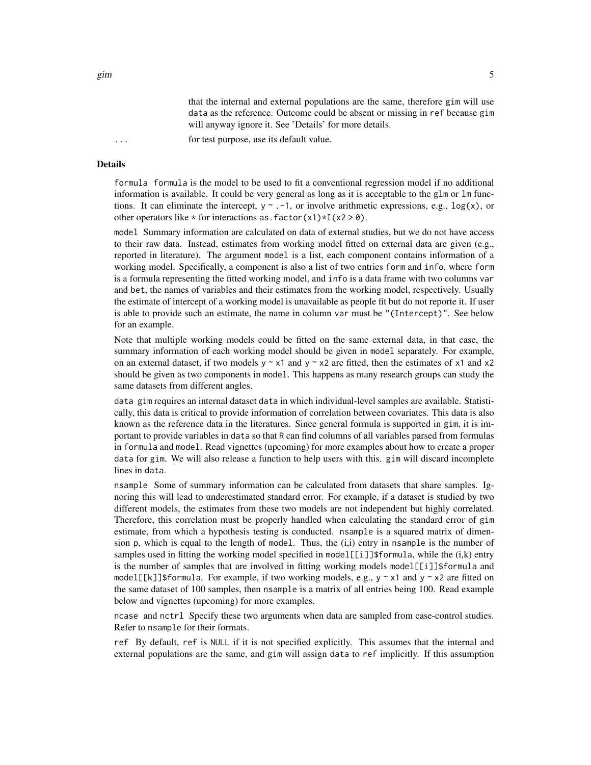that the internal and external populations are the same, therefore `gim` will use `data` as the reference. Outcome could be absent or missing in `ref` because `gim` will anyway ignore it. See 'Details' for more details.

`...` for test purpose, use its default value.

## Details

`formula` formula is the model to be used to fit a conventional regression model if no additional information is available. It could be very general as long as it is acceptable to the `glm` or `lm` functions. It can eliminate the intercept, `y ~ .-1`, or involve arithmetic expressions, e.g., `log(x)`, or other operators like `*` for interactions `as.factor(x1)*I(x2 > 0)`.

`model` Summary information are calculated on data of external studies, but we do not have access to their raw data. Instead, estimates from working model fitted on external data are given (e.g., reported in literature). The argument `model` is a list, each component contains information of a working model. Specifically, a component is also a list of two entries `form` and `info`, where `form` is a formula representing the fitted working model, and `info` is a data frame with two columns `var` and `bet`, the names of variables and their estimates from the working model, respectively. Usually the estimate of intercept of a working model is unavailable as people fit but do not reporte it. If user is able to provide such an estimate, the name in column `var` must be `"(Intercept)"`. See below for an example.

Note that multiple working models could be fitted on the same external data, in that case, the summary information of each working model should be given in `model` separately. For example, on an external dataset, if two models `y ~ x1` and `y ~ x2` are fitted, then the estimates of `x1` and `x2` should be given as two components in `model`. This happens as many research groups can study the same datasets from different angles.

`data` `gim` requires an internal dataset `data` in which individual-level samples are available. Statistically, this data is critical to provide information of correlation between covariates. This data is also known as the reference data in the literatures. Since general formula is supported in `gim`, it is important to provide variables in `data` so that R can find columns of all variables parsed from formulas in `formula` and `model`. Read vignettes (upcoming) for more examples about how to create a proper `data` for `gim`. We will also release a function to help users with this. `gim` will discard incomplete lines in `data`.

`nsample` Some of summary information can be calculated from datasets that share samples. Ignoring this will lead to underestimated standard error. For example, if a dataset is studied by two different models, the estimates from these two models are not independent but highly correlated. Therefore, this correlation must be properly handled when calculating the standard error of `gim` estimate, from which a hypothesis testing is conducted. `nsample` is a squared matrix of dimension p, which is equal to the length of `model`. Thus, the (i,i) entry in `nsample` is the number of samples used in fitting the working model specified in `model[[i]]$formula`, while the (i,k) entry is the number of samples that are involved in fitting working models `model[[i]]$formula` and `model[[k]]$formula`. For example, if two working models, e.g., `y ~ x1` and `y ~ x2` are fitted on the same dataset of 100 samples, then `nsample` is a matrix of all entries being 100. Read example below and vignettes (upcoming) for more examples.

`ncase` and `nctrl` Specify these two arguments when data are sampled from case-control studies. Refer to `nsample` for their formats.

`ref` By default, `ref` is `NULL` if it is not specified explicitly. This assumes that the internal and external populations are the same, and `gim` will assign `data` to `ref` implicitly. If this assumption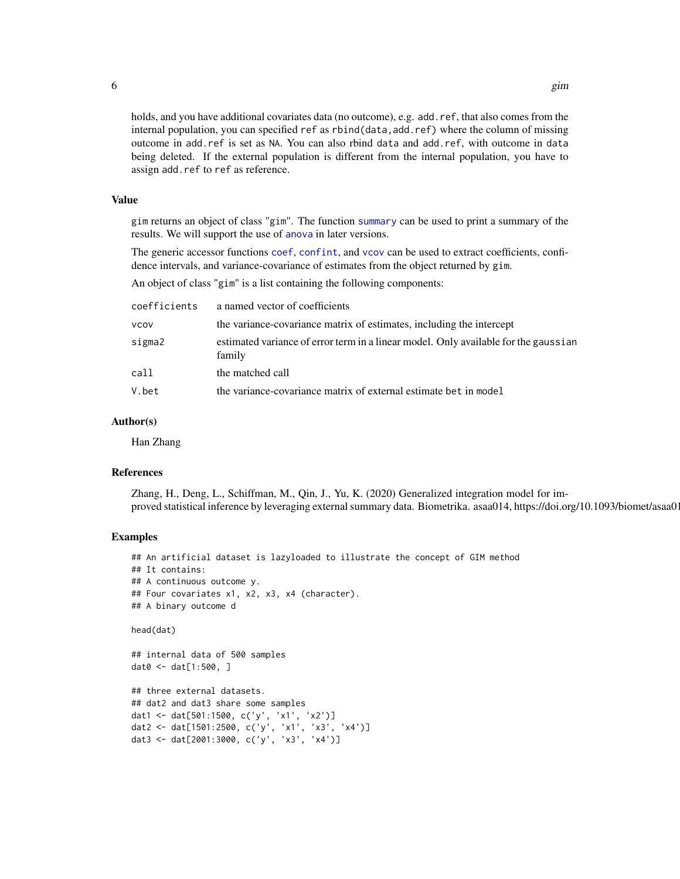holds, and you have additional covariates data (no outcome), e.g. `add.ref`, that also comes from the internal population, you can specified `ref` as `rbind(data,add.ref)` where the column of missing outcome in `add.ref` is set as `NA`. You can also rbind `data` and `add.ref`, with outcome in `data` being deleted. If the external population is different from the internal population, you have to assign `add.ref` to `ref` as reference.

### Value

`gim` returns an object of class "gim". The function `summary` can be used to print a summary of the results. We will support the use of `anova` in later versions.

The generic accessor functions `coef`, `confint`, and `vcov` can be used to extract coefficients, confidence intervals, and variance-covariance of estimates from the object returned by `gim`.

An object of class "gim" is a list containing the following components:

| | |
|---|---|
| `coefficients` | a named vector of coefficients |
| `vcov` | the variance-covariance matrix of estimates, including the intercept |
| `sigma2` | estimated variance of error term in a linear model. Only available for the `gaussian` family |
| `call` | the matched call |
| `V.bet` | the variance-covariance matrix of external estimate `bet` in `model` |

### Author(s)

Han Zhang

### References

Zhang, H., Deng, L., Schiffman, M., Qin, J., Yu, K. (2020) Generalized integration model for improved statistical inference by leveraging external summary data. Biometrika. asaa014, https://doi.org/10.1093/biomet/asaa01

### Examples

```
## An artificial dataset is lazyloaded to illustrate the concept of GIM method
## It contains:
## A continuous outcome y.
## Four covariates x1, x2, x3, x4 (character).
## A binary outcome d

head(dat)

## internal data of 500 samples
dat0 <- dat[1:500, ]

## three external datasets.
## dat2 and dat3 share some samples
dat1 <- dat[501:1500, c('y', 'x1', 'x2')]
dat2 <- dat[1501:2500, c('y', 'x1', 'x3', 'x4')]
dat3 <- dat[2001:3000, c('y', 'x3', 'x4')]
```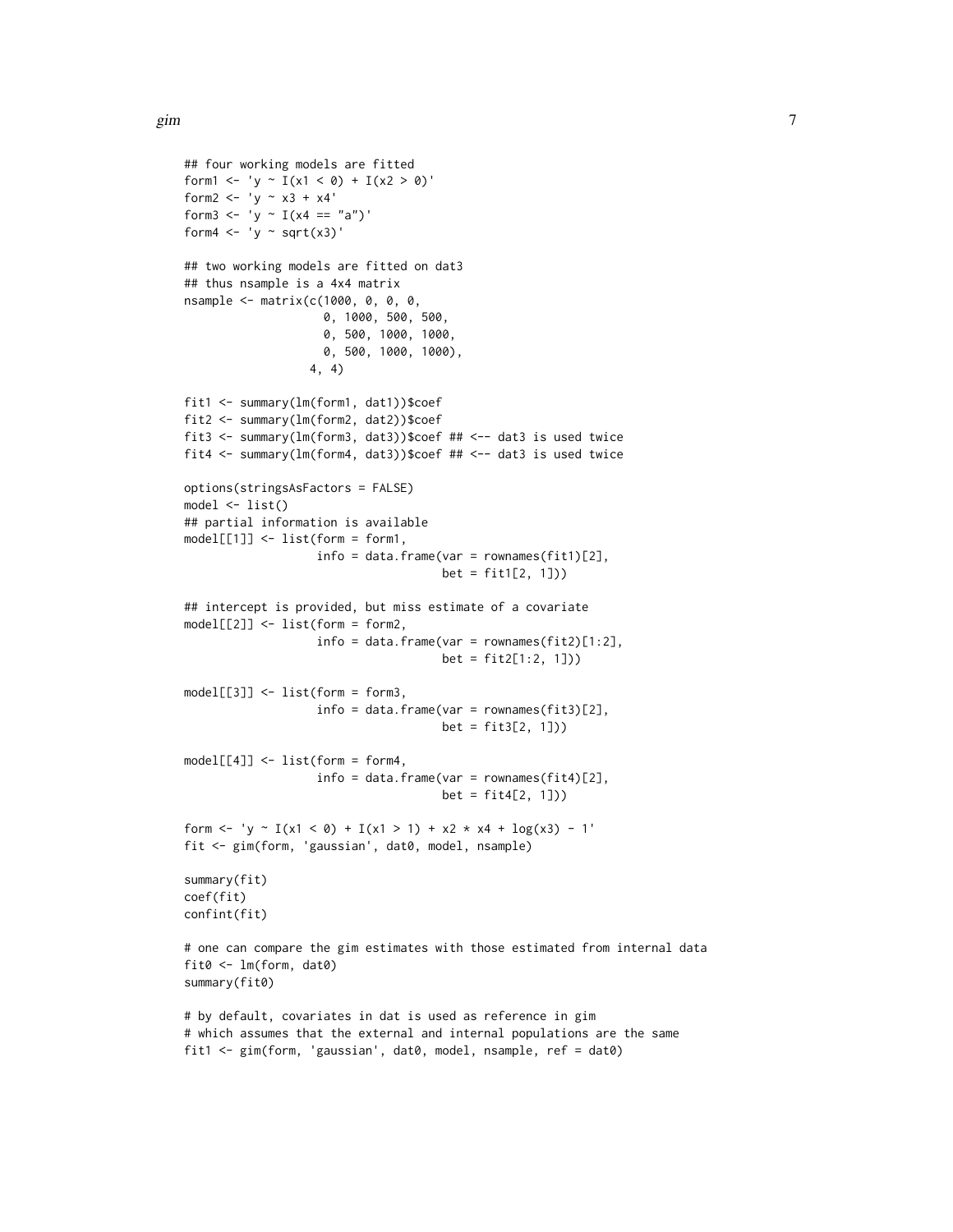```
## four working models are fitted
form1 <- 'y ~ I(x1 < 0) + I(x2 > 0)'
form2 <- 'y ~ x3 + x4'
form3 <- 'y ~ I(x4 == "a")'
form4 <- 'y ~ sqrt(x3)'

## two working models are fitted on dat3
## thus nsample is a 4x4 matrix
nsample <- matrix(c(1000, 0, 0, 0,
                    0, 1000, 500, 500,
                    0, 500, 1000, 1000,
                    0, 500, 1000, 1000),
                  4, 4)

fit1 <- summary(lm(form1, dat1))$coef
fit2 <- summary(lm(form2, dat2))$coef
fit3 <- summary(lm(form3, dat3))$coef ## <-- dat3 is used twice
fit4 <- summary(lm(form4, dat3))$coef ## <-- dat3 is used twice

options(stringsAsFactors = FALSE)
model <- list()
## partial information is available
model[[1]] <- list(form = form1,
                   info = data.frame(var = rownames(fit1)[2],
                                     bet = fit1[2, 1]))

## intercept is provided, but miss estimate of a covariate
model[[2]] <- list(form = form2,
                   info = data.frame(var = rownames(fit2)[1:2],
                                     bet = fit2[1:2, 1]))

model[[3]] <- list(form = form3,
                   info = data.frame(var = rownames(fit3)[2],
                                     bet = fit3[2, 1]))

model[[4]] <- list(form = form4,
                   info = data.frame(var = rownames(fit4)[2],
                                     bet = fit4[2, 1]))

form <- 'y ~ I(x1 < 0) + I(x1 > 1) + x2 * x4 + log(x3) - 1'
fit <- gim(form, 'gaussian', dat0, model, nsample)

summary(fit)
coef(fit)
confint(fit)

# one can compare the gim estimates with those estimated from internal data
fit0 <- lm(form, dat0)
summary(fit0)

# by default, covariates in dat is used as reference in gim
# which assumes that the external and internal populations are the same
fit1 <- gim(form, 'gaussian', dat0, model, nsample, ref = dat0)
```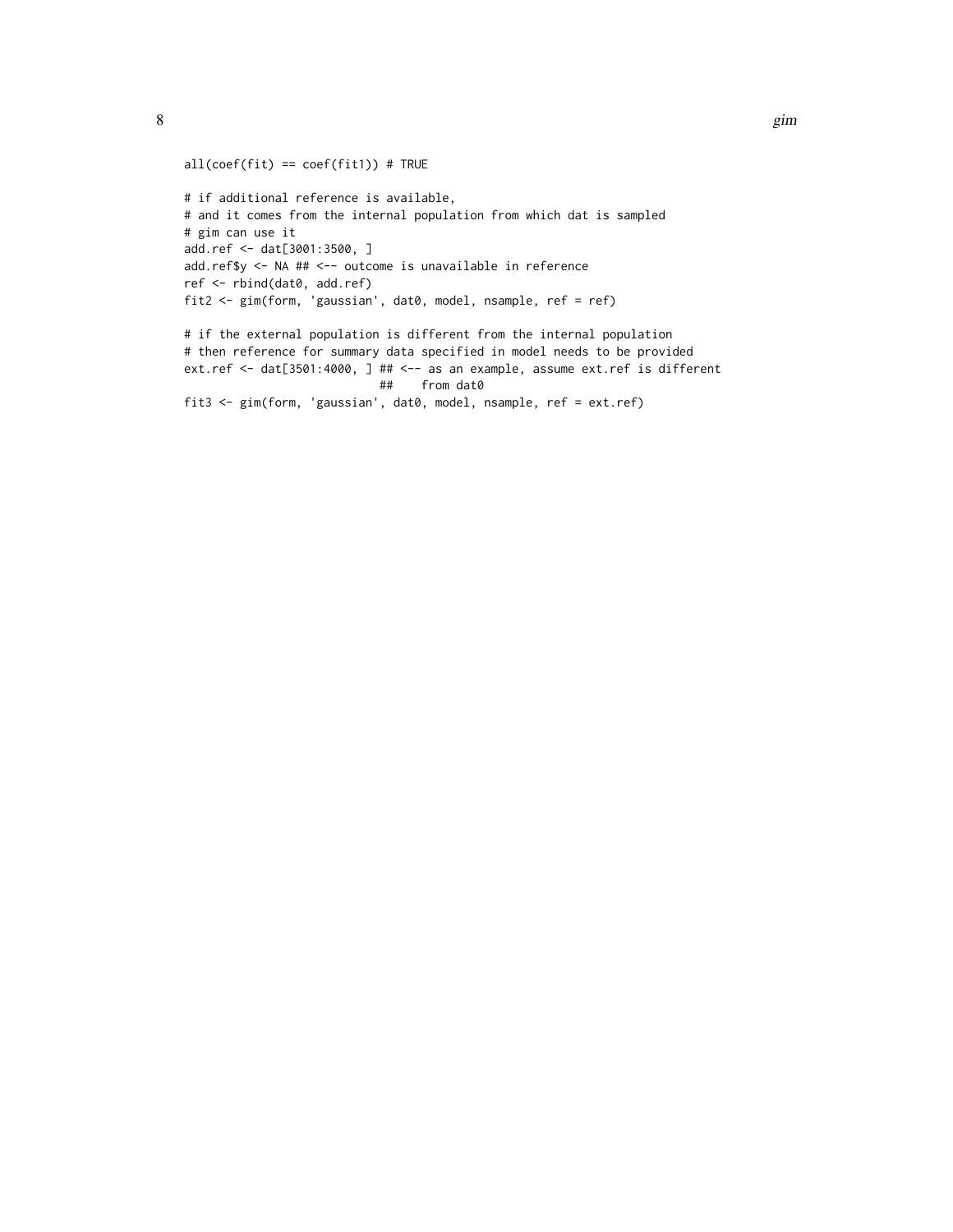```
all(coef(fit) == coef(fit1)) # TRUE

# if additional reference is available,
# and it comes from the internal population from which dat is sampled
# gim can use it
add.ref <- dat[3001:3500, ]
add.ref$y <- NA ## <-- outcome is unavailable in reference
ref <- rbind(dat0, add.ref)
fit2 <- gim(form, 'gaussian', dat0, model, nsample, ref = ref)

# if the external population is different from the internal population
# then reference for summary data specified in model needs to be provided
ext.ref <- dat[3501:4000, ] ## <-- as an example, assume ext.ref is different
                            ##    from dat0
fit3 <- gim(form, 'gaussian', dat0, model, nsample, ref = ext.ref)
```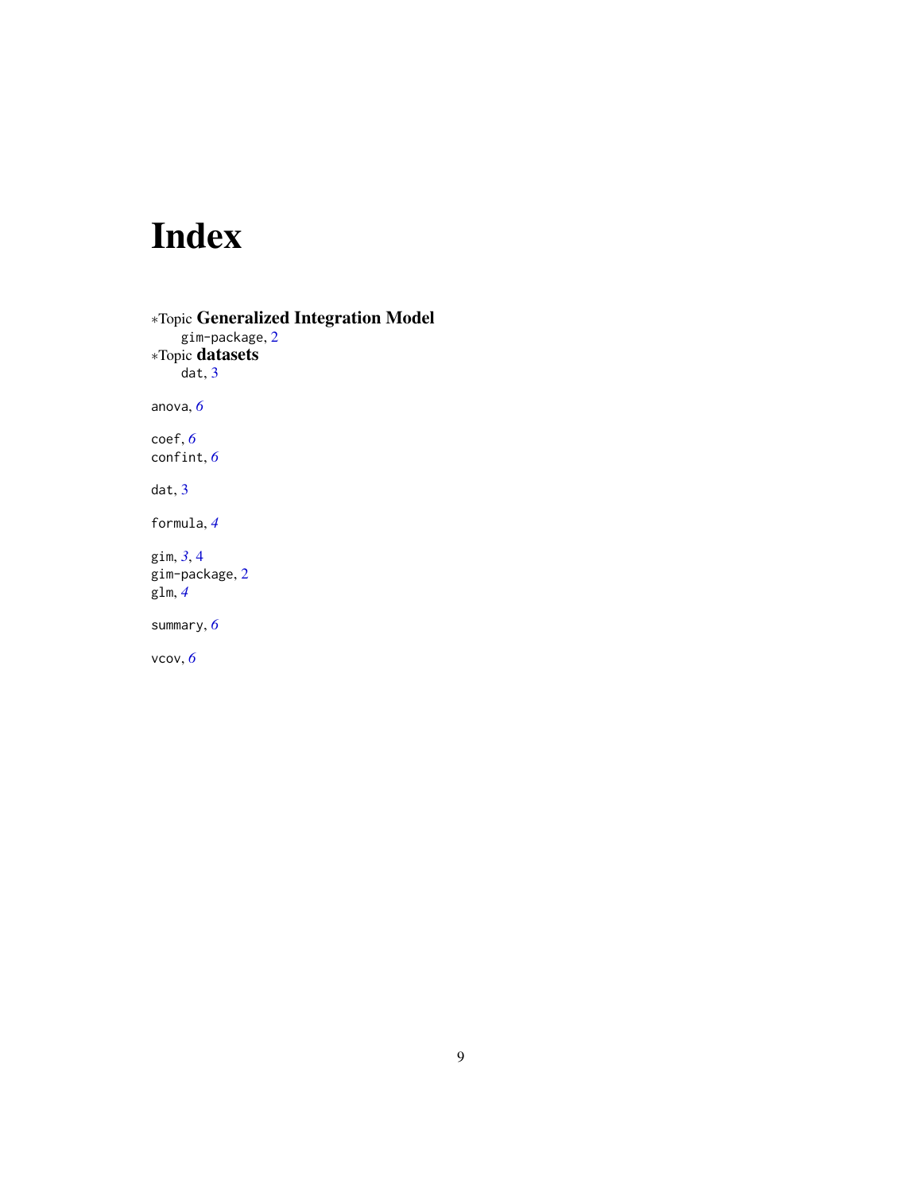# Index

∗Topic **Generalized Integration Model**
    gim-package, 2
∗Topic **datasets**
    dat, 3

anova, *6*

coef, *6*
confint, *6*

dat, 3

formula, *4*

gim, *3*, 4
gim-package, 2
glm, *4*

summary, *6*

vcov, *6*